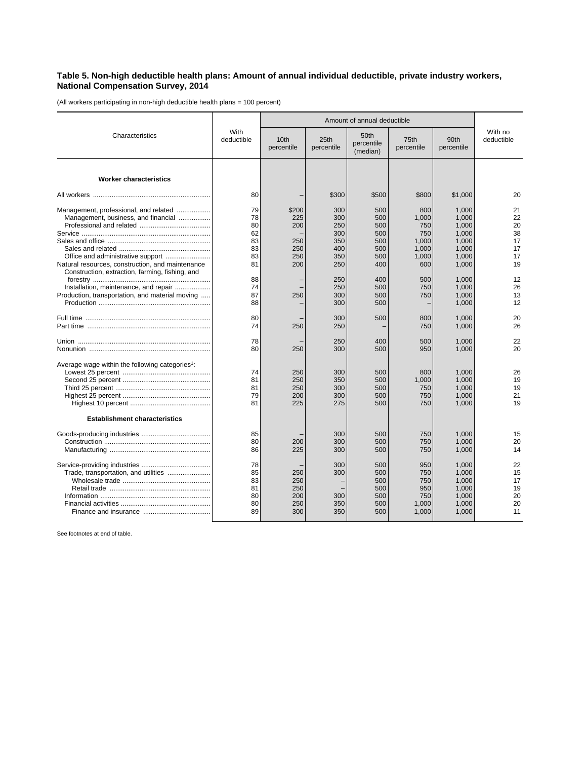**Table 5. Non-high deductible health plans: Amount of annual individual deductible, private industry workers, National Compensation Survey, 2014**

(All workers participating in non-high deductible health plans = 100 percent)

| Characteristics | With deductible | Amount of annual deductible | | | | | With no deductible |
|---|---|---|---|---|---|---|---|
| | | 10th percentile | 25th percentile | 50th percentile (median) | 75th percentile | 90th percentile | |
| **Worker characteristics** | | | | | | | |
| All workers | 80 | – | $300 | $500 | $800 | $1,000 | 20 |
| Management, professional, and related | 79 | $200 | 300 | 500 | 800 | 1,000 | 21 |
| Management, business, and financial | 78 | 225 | 300 | 500 | 1,000 | 1,000 | 22 |
| Professional and related | 80 | 200 | 250 | 500 | 750 | 1,000 | 20 |
| Service | 62 | – | 300 | 500 | 750 | 1,000 | 38 |
| Sales and office | 83 | 250 | 350 | 500 | 1,000 | 1,000 | 17 |
| Sales and related | 83 | 250 | 400 | 500 | 1,000 | 1,000 | 17 |
| Office and administrative support | 83 | 250 | 350 | 500 | 1,000 | 1,000 | 17 |
| Natural resources, construction, and maintenance | 81 | 200 | 250 | 400 | 600 | 1,000 | 19 |
| Construction, extraction, farming, fishing, and forestry | 88 | – | 250 | 400 | 500 | 1,000 | 12 |
| Installation, maintenance, and repair | 74 | – | 250 | 500 | 750 | 1,000 | 26 |
| Production, transportation, and material moving | 87 | 250 | 300 | 500 | 750 | 1,000 | 13 |
| Production | 88 | – | 300 | 500 | – | 1,000 | 12 |
| Full time | 80 | – | 300 | 500 | 800 | 1,000 | 20 |
| Part time | 74 | 250 | 250 | – | 750 | 1,000 | 26 |
| Union | 78 | – | 250 | 400 | 500 | 1,000 | 22 |
| Nonunion | 80 | 250 | 300 | 500 | 950 | 1,000 | 20 |
| Average wage within the following categories[1]: | | | | | | | |
| Lowest 25 percent | 74 | 250 | 300 | 500 | 800 | 1,000 | 26 |
| Second 25 percent | 81 | 250 | 350 | 500 | 1,000 | 1,000 | 19 |
| Third 25 percent | 81 | 250 | 300 | 500 | 750 | 1,000 | 19 |
| Highest 25 percent | 79 | 200 | 300 | 500 | 750 | 1,000 | 21 |
| Highest 10 percent | 81 | 225 | 275 | 500 | 750 | 1,000 | 19 |
| **Establishment characteristics** | | | | | | | |
| Goods-producing industries | 85 | – | 300 | 500 | 750 | 1,000 | 15 |
| Construction | 80 | 200 | 300 | 500 | 750 | 1,000 | 20 |
| Manufacturing | 86 | 225 | 300 | 500 | 750 | 1,000 | 14 |
| Service-providing industries | 78 | – | 300 | 500 | 950 | 1,000 | 22 |
| Trade, transportation, and utilities | 85 | 250 | 300 | 500 | 750 | 1,000 | 15 |
| Wholesale trade | 83 | 250 | – | 500 | 750 | 1,000 | 17 |
| Retail trade | 81 | 250 | – | 500 | 950 | 1,000 | 19 |
| Information | 80 | 200 | 300 | 500 | 750 | 1,000 | 20 |
| Financial activities | 80 | 250 | 350 | 500 | 1,000 | 1,000 | 20 |
| Finance and insurance | 89 | 300 | 350 | 500 | 1,000 | 1,000 | 11 |

See footnotes at end of table.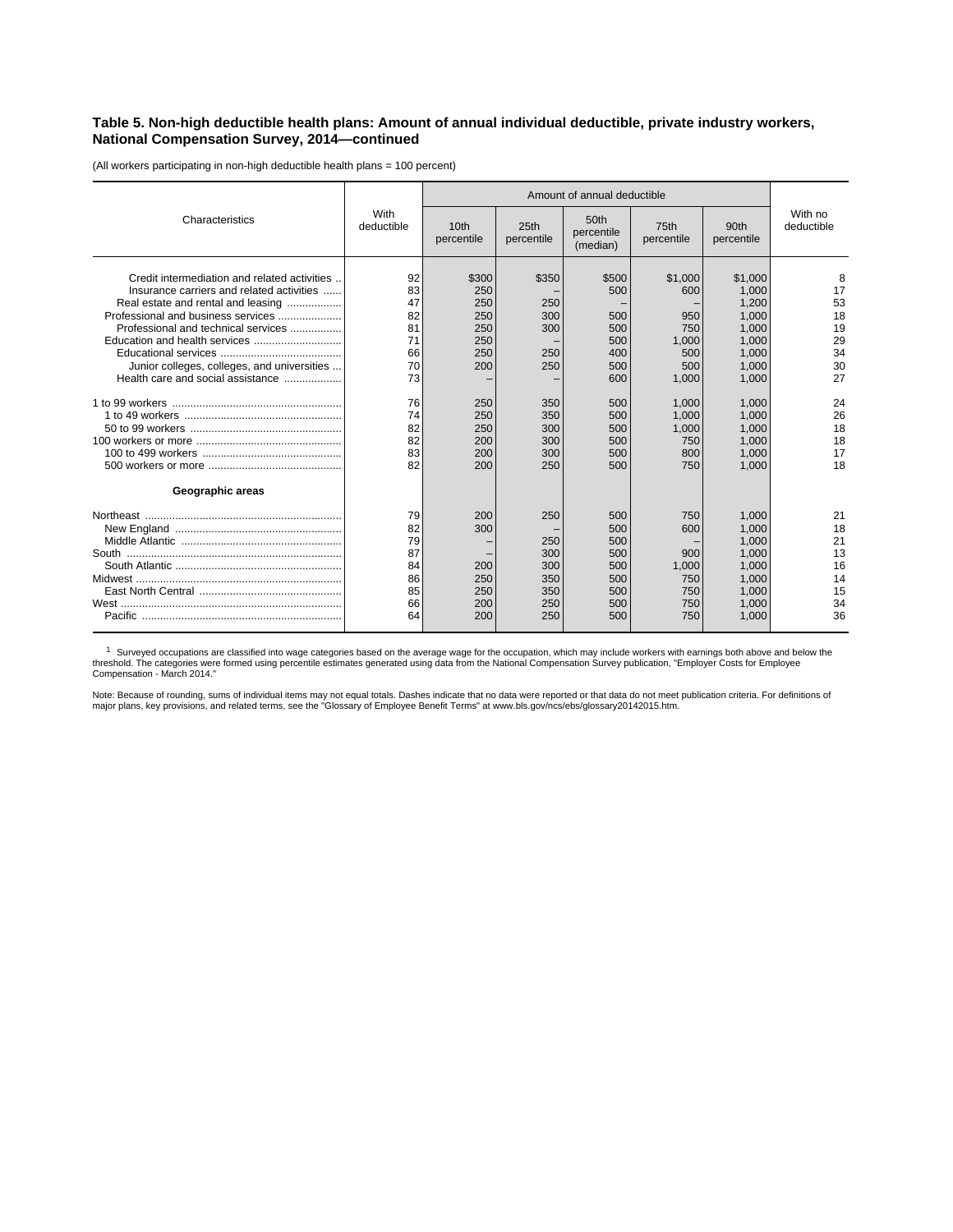### Table 5. Non-high deductible health plans: Amount of annual individual deductible, private industry workers, National Compensation Survey, 2014—continued

(All workers participating in non-high deductible health plans = 100 percent)

| Characteristics | With deductible | Amount of annual deductible | | | | | With no deductible |
|---|---|---|---|---|---|---|---|
| | | 10th percentile | 25th percentile | 50th percentile (median) | 75th percentile | 90th percentile | |
| Credit intermediation and related activities | 92 | $300 | $350 | $500 | $1,000 | $1,000 | 8 |
| Insurance carriers and related activities | 83 | 250 | – | 500 | 600 | 1,000 | 17 |
| Real estate and rental and leasing | 47 | 250 | 250 | – | – | 1,200 | 53 |
| Professional and business services | 82 | 250 | 300 | 500 | 950 | 1,000 | 18 |
| Professional and technical services | 81 | 250 | 300 | 500 | 750 | 1,000 | 19 |
| Education and health services | 71 | 250 | – | 500 | 1,000 | 1,000 | 29 |
| Educational services | 66 | 250 | 250 | 400 | 500 | 1,000 | 34 |
| Junior colleges, colleges, and universities | 70 | 200 | 250 | 500 | 500 | 1,000 | 30 |
| Health care and social assistance | 73 | – | – | 600 | 1,000 | 1,000 | 27 |
| 1 to 99 workers | 76 | 250 | 350 | 500 | 1,000 | 1,000 | 24 |
| 1 to 49 workers | 74 | 250 | 350 | 500 | 1,000 | 1,000 | 26 |
| 50 to 99 workers | 82 | 250 | 300 | 500 | 1,000 | 1,000 | 18 |
| 100 workers or more | 82 | 200 | 300 | 500 | 750 | 1,000 | 18 |
| 100 to 499 workers | 83 | 200 | 300 | 500 | 800 | 1,000 | 17 |
| 500 workers or more | 82 | 200 | 250 | 500 | 750 | 1,000 | 18 |
| **Geographic areas** | | | | | | | |
| Northeast | 79 | 200 | 250 | 500 | 750 | 1,000 | 21 |
| New England | 82 | 300 | – | 500 | 600 | 1,000 | 18 |
| Middle Atlantic | 79 | – | 250 | 500 | – | 1,000 | 21 |
| South | 87 | – | 300 | 500 | 900 | 1,000 | 13 |
| South Atlantic | 84 | 200 | 300 | 500 | 1,000 | 1,000 | 16 |
| Midwest | 86 | 250 | 350 | 500 | 750 | 1,000 | 14 |
| East North Central | 85 | 250 | 350 | 500 | 750 | 1,000 | 15 |
| West | 66 | 200 | 250 | 500 | 750 | 1,000 | 34 |
| Pacific | 64 | 200 | 250 | 500 | 750 | 1,000 | 36 |

[1] Surveyed occupations are classified into wage categories based on the average wage for the occupation, which may include workers with earnings both above and below the threshold. The categories were formed using percentile estimates generated using data from the National Compensation Survey publication, "Employer Costs for Employee Compensation - March 2014."

Note: Because of rounding, sums of individual items may not equal totals. Dashes indicate that no data were reported or that data do not meet publication criteria. For definitions of major plans, key provisions, and related terms, see the "Glossary of Employee Benefit Terms" at www.bls.gov/ncs/ebs/glossary20142015.htm.